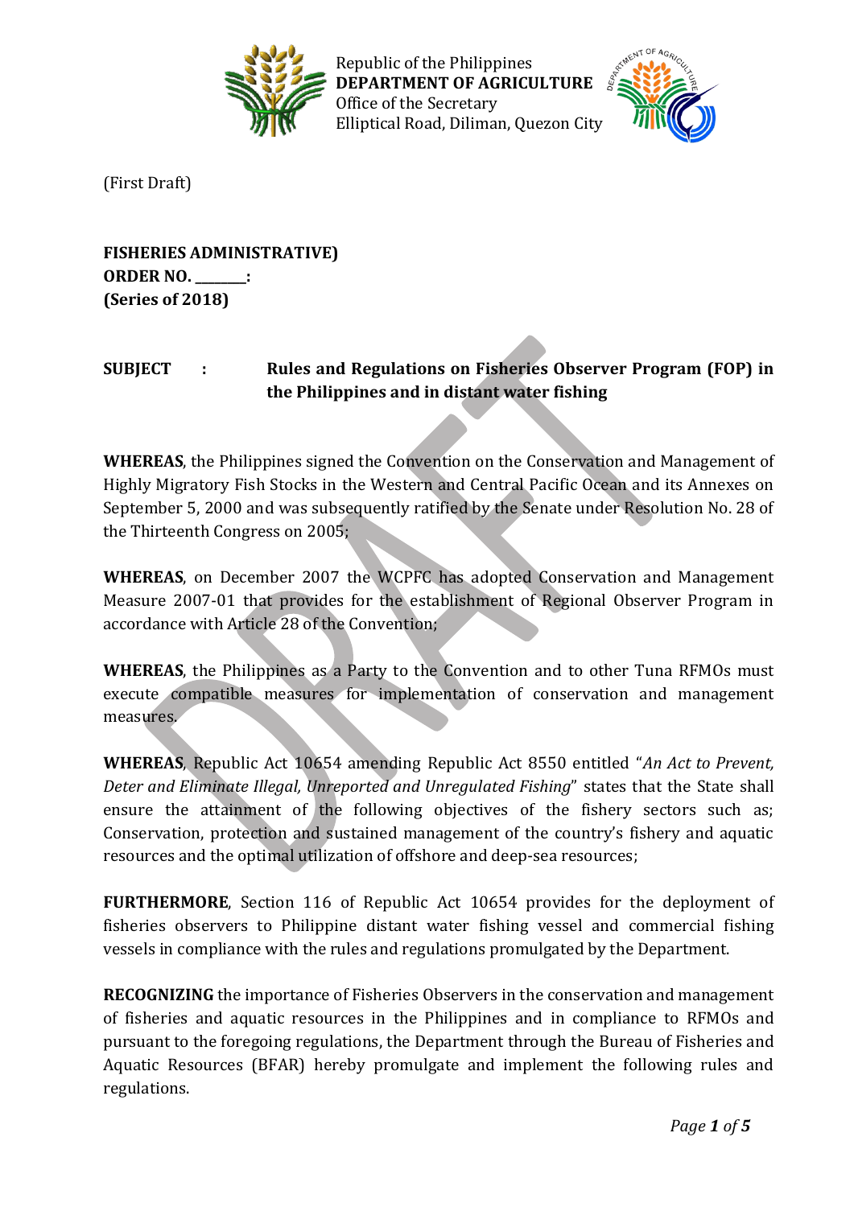Republic of the Philippines
**DEPARTMENT OF AGRICULTURE**
Office of the Secretary
Elliptical Road, Diliman, Quezon City

(First Draft)

**FISHERIES ADMINISTRATIVE)**
**ORDER NO. _______:**
**(Series of 2018)**

**SUBJECT : Rules and Regulations on Fisheries Observer Program (FOP) in the Philippines and in distant water fishing**

**WHEREAS**, the Philippines signed the Convention on the Conservation and Management of Highly Migratory Fish Stocks in the Western and Central Pacific Ocean and its Annexes on September 5, 2000 and was subsequently ratified by the Senate under Resolution No. 28 of the Thirteenth Congress on 2005;

**WHEREAS**, on December 2007 the WCPFC has adopted Conservation and Management Measure 2007-01 that provides for the establishment of Regional Observer Program in accordance with Article 28 of the Convention;

**WHEREAS**, the Philippines as a Party to the Convention and to other Tuna RFMOs must execute compatible measures for implementation of conservation and management measures.

**WHEREAS**, Republic Act 10654 amending Republic Act 8550 entitled "*An Act to Prevent, Deter and Eliminate Illegal, Unreported and Unregulated Fishing*" states that the State shall ensure the attainment of the following objectives of the fishery sectors such as; Conservation, protection and sustained management of the country's fishery and aquatic resources and the optimal utilization of offshore and deep-sea resources;

**FURTHERMORE**, Section 116 of Republic Act 10654 provides for the deployment of fisheries observers to Philippine distant water fishing vessel and commercial fishing vessels in compliance with the rules and regulations promulgated by the Department.

**RECOGNIZING** the importance of Fisheries Observers in the conservation and management of fisheries and aquatic resources in the Philippines and in compliance to RFMOs and pursuant to the foregoing regulations, the Department through the Bureau of Fisheries and Aquatic Resources (BFAR) hereby promulgate and implement the following rules and regulations.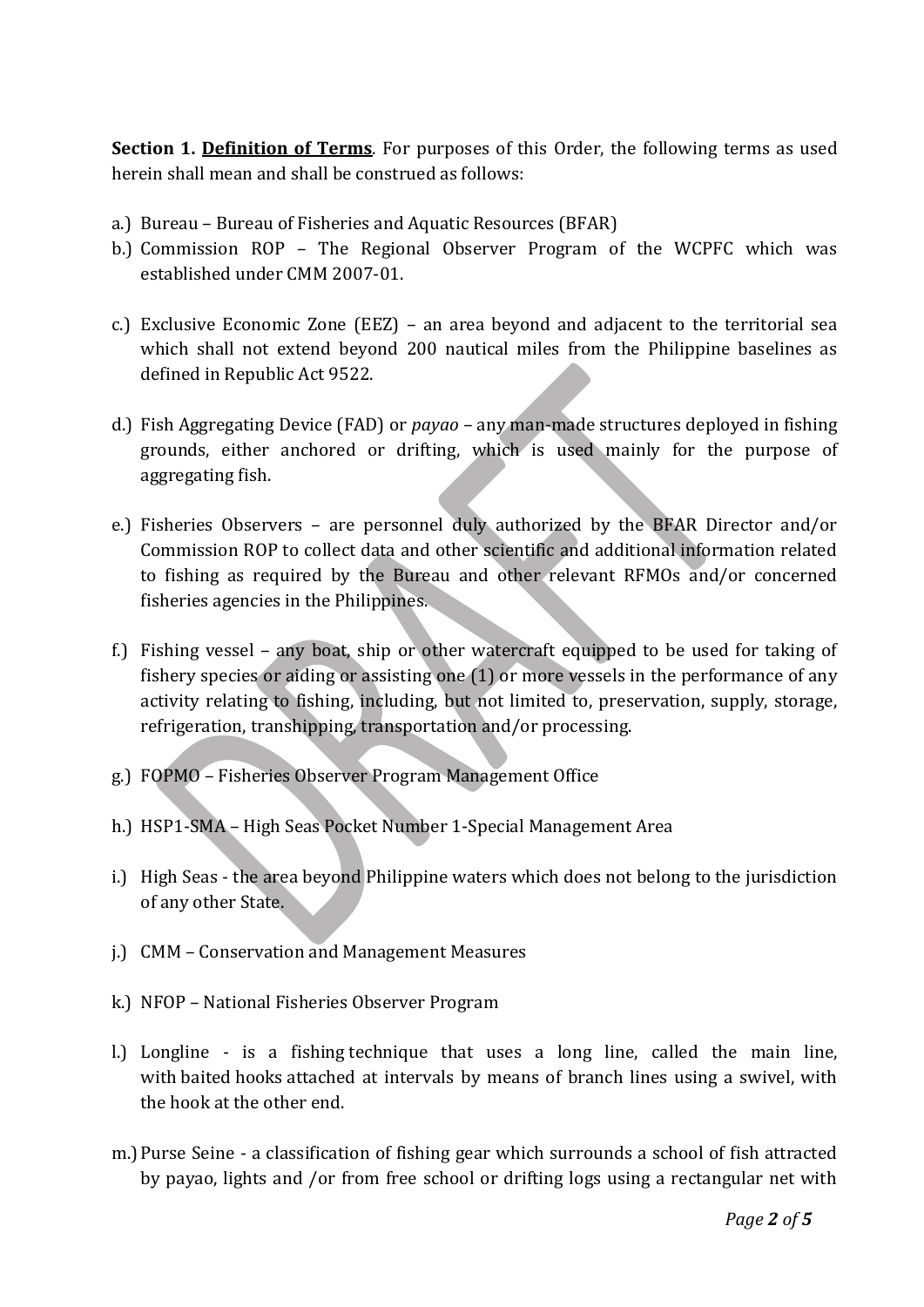**Section 1. <u>Definition of Terms</u>**. For purposes of this Order, the following terms as used herein shall mean and shall be construed as follows:

a.) Bureau – Bureau of Fisheries and Aquatic Resources (BFAR)

b.) Commission ROP – The Regional Observer Program of the WCPFC which was established under CMM 2007-01.

c.) Exclusive Economic Zone (EEZ) – an area beyond and adjacent to the territorial sea which shall not extend beyond 200 nautical miles from the Philippine baselines as defined in Republic Act 9522.

d.) Fish Aggregating Device (FAD) or *payao* – any man-made structures deployed in fishing grounds, either anchored or drifting, which is used mainly for the purpose of aggregating fish.

e.) Fisheries Observers – are personnel duly authorized by the BFAR Director and/or Commission ROP to collect data and other scientific and additional information related to fishing as required by the Bureau and other relevant RFMOs and/or concerned fisheries agencies in the Philippines.

f.) Fishing vessel – any boat, ship or other watercraft equipped to be used for taking of fishery species or aiding or assisting one (1) or more vessels in the performance of any activity relating to fishing, including, but not limited to, preservation, supply, storage, refrigeration, transhipping, transportation and/or processing.

g.) FOPMO – Fisheries Observer Program Management Office

h.) HSP1-SMA – High Seas Pocket Number 1-Special Management Area

i.) High Seas - the area beyond Philippine waters which does not belong to the jurisdiction of any other State.

j.) CMM – Conservation and Management Measures

k.) NFOP – National Fisheries Observer Program

l.) Longline - is a fishing technique that uses a long line, called the main line, with baited hooks attached at intervals by means of branch lines using a swivel, with the hook at the other end.

m.) Purse Seine - a classification of fishing gear which surrounds a school of fish attracted by payao, lights and /or from free school or drifting logs using a rectangular net with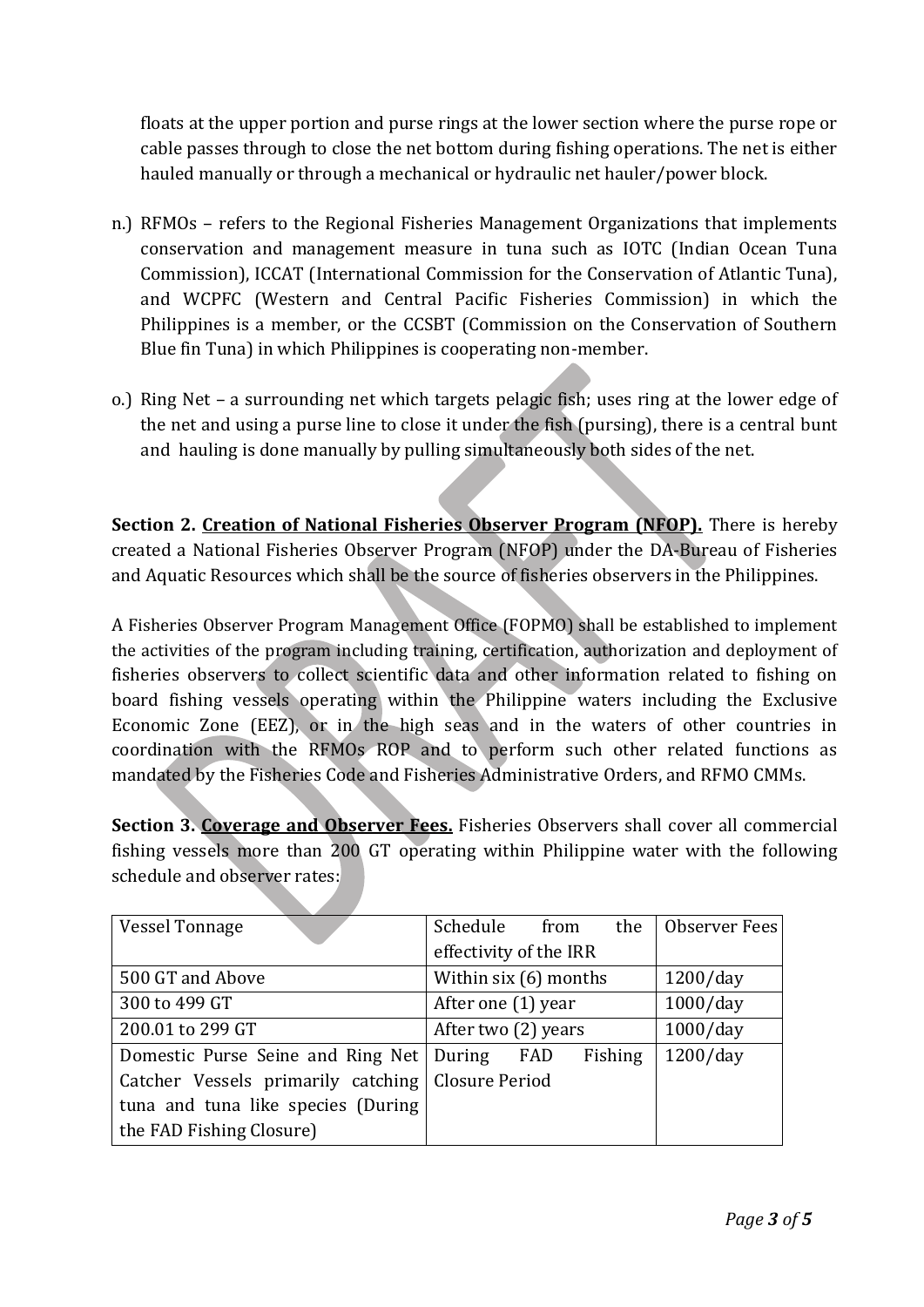floats at the upper portion and purse rings at the lower section where the purse rope or cable passes through to close the net bottom during fishing operations. The net is either hauled manually or through a mechanical or hydraulic net hauler/power block.

n.) RFMOs – refers to the Regional Fisheries Management Organizations that implements conservation and management measure in tuna such as IOTC (Indian Ocean Tuna Commission), ICCAT (International Commission for the Conservation of Atlantic Tuna), and WCPFC (Western and Central Pacific Fisheries Commission) in which the Philippines is a member, or the CCSBT (Commission on the Conservation of Southern Blue fin Tuna) in which Philippines is cooperating non-member.

o.) Ring Net – a surrounding net which targets pelagic fish; uses ring at the lower edge of the net and using a purse line to close it under the fish (pursing), there is a central bunt and hauling is done manually by pulling simultaneously both sides of the net.

**Section 2. <u>Creation of National Fisheries Observer Program (NFOP).</u>** There is hereby created a National Fisheries Observer Program (NFOP) under the DA-Bureau of Fisheries and Aquatic Resources which shall be the source of fisheries observers in the Philippines.

A Fisheries Observer Program Management Office (FOPMO) shall be established to implement the activities of the program including training, certification, authorization and deployment of fisheries observers to collect scientific data and other information related to fishing on board fishing vessels operating within the Philippine waters including the Exclusive Economic Zone (EEZ), or in the high seas and in the waters of other countries in coordination with the RFMOs ROP and to perform such other related functions as mandated by the Fisheries Code and Fisheries Administrative Orders, and RFMO CMMs.

**Section 3. <u>Coverage and Observer Fees.</u>** Fisheries Observers shall cover all commercial fishing vessels more than 200 GT operating within Philippine water with the following schedule and observer rates:

| Vessel Tonnage | Schedule from the effectivity of the IRR | Observer Fees |
|---|---|---|
| 500 GT and Above | Within six (6) months | 1200/day |
| 300 to 499 GT | After one (1) year | 1000/day |
| 200.01 to 299 GT | After two (2) years | 1000/day |
| Domestic Purse Seine and Ring Net Catcher Vessels primarily catching tuna and tuna like species (During the FAD Fishing Closure) | During FAD Fishing Closure Period | 1200/day |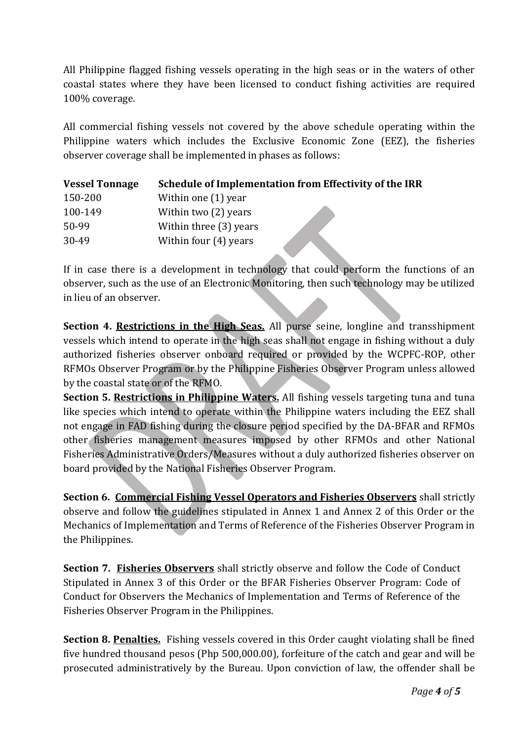All Philippine flagged fishing vessels operating in the high seas or in the waters of other coastal states where they have been licensed to conduct fishing activities are required 100% coverage.

All commercial fishing vessels not covered by the above schedule operating within the Philippine waters which includes the Exclusive Economic Zone (EEZ), the fisheries observer coverage shall be implemented in phases as follows:

| **Vessel Tonnage** | **Schedule of Implementation from Effectivity of the IRR** |
|---|---|
| 150-200 | Within one (1) year |
| 100-149 | Within two (2) years |
| 50-99 | Within three (3) years |
| 30-49 | Within four (4) years |

If in case there is a development in technology that could perform the functions of an observer, such as the use of an Electronic Monitoring, then such technology may be utilized in lieu of an observer.

**Section 4. Restrictions in the High Seas.** All purse seine, longline and transshipment vessels which intend to operate in the high seas shall not engage in fishing without a duly authorized fisheries observer onboard required or provided by the WCPFC-ROP, other RFMOs Observer Program or by the Philippine Fisheries Observer Program unless allowed by the coastal state or of the RFMO.

**Section 5. Restrictions in Philippine Waters.** All fishing vessels targeting tuna and tuna like species which intend to operate within the Philippine waters including the EEZ shall not engage in FAD fishing during the closure period specified by the DA-BFAR and RFMOs other fisheries management measures imposed by other RFMOs and other National Fisheries Administrative Orders/Measures without a duly authorized fisheries observer on board provided by the National Fisheries Observer Program.

**Section 6. Commercial Fishing Vessel Operators and Fisheries Observers** shall strictly observe and follow the guidelines stipulated in Annex 1 and Annex 2 of this Order or the Mechanics of Implementation and Terms of Reference of the Fisheries Observer Program in the Philippines.

**Section 7. Fisheries Observers** shall strictly observe and follow the Code of Conduct Stipulated in Annex 3 of this Order or the BFAR Fisheries Observer Program: Code of Conduct for Observers the Mechanics of Implementation and Terms of Reference of the Fisheries Observer Program in the Philippines.

**Section 8. Penalties.** Fishing vessels covered in this Order caught violating shall be fined five hundred thousand pesos (Php 500,000.00), forfeiture of the catch and gear and will be prosecuted administratively by the Bureau. Upon conviction of law, the offender shall be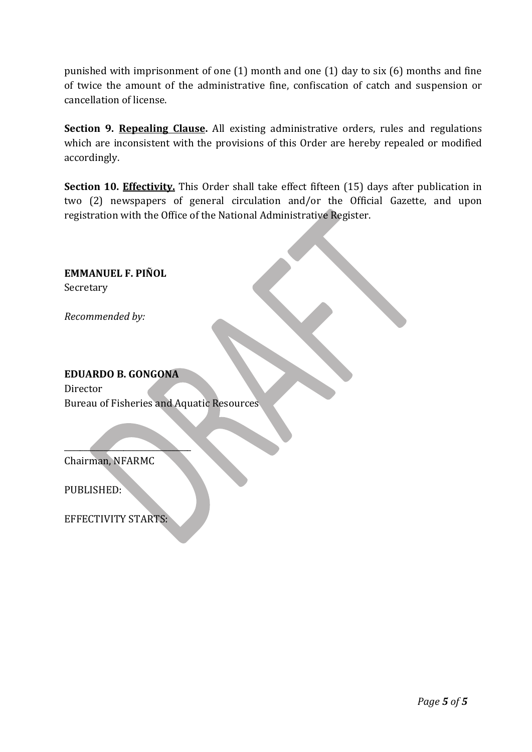punished with imprisonment of one (1) month and one (1) day to six (6) months and fine of twice the amount of the administrative fine, confiscation of catch and suspension or cancellation of license.

**Section 9. Repealing Clause.** All existing administrative orders, rules and regulations which are inconsistent with the provisions of this Order are hereby repealed or modified accordingly.

**Section 10. Effectivity.** This Order shall take effect fifteen (15) days after publication in two (2) newspapers of general circulation and/or the Official Gazette, and upon registration with the Office of the National Administrative Register.

**EMMANUEL F. PIÑOL**
Secretary

*Recommended by:*

**EDUARDO B. GONGONA**
Director
Bureau of Fisheries and Aquatic Resources

\_\_\_\_\_\_\_\_\_\_\_\_\_\_\_\_\_\_\_\_\_\_\_\_\_\_\_\_\_\_
Chairman, NFARMC

PUBLISHED:

EFFECTIVITY STARTS:

DRAFT